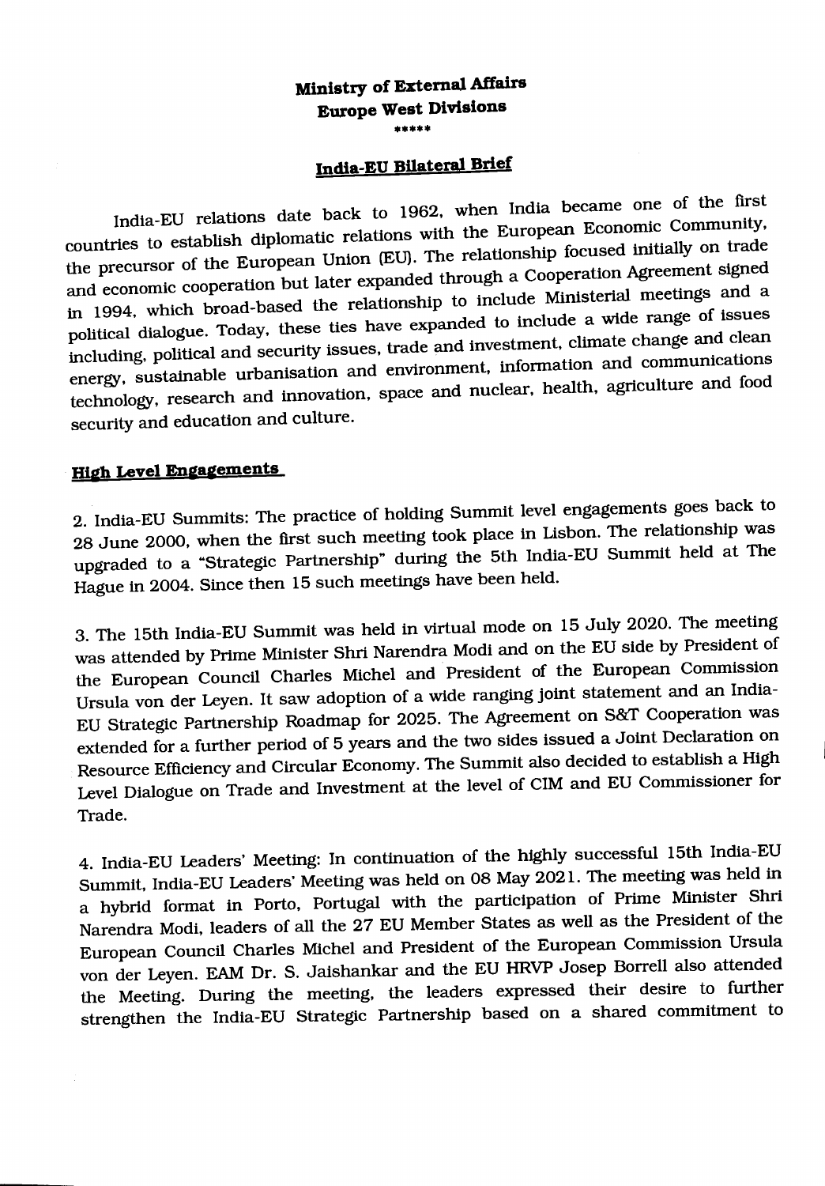**Ministry of External Affairs**
**Europe West Divisions**
\*\*\*\*\*

## India-EU Bilateral Brief

India-EU relations date back to 1962, when India became one of the first countries to establish diplomatic relations with the European Economic Community, the precursor of the European Union (EU). The relationship focused initially on trade and economic cooperation but later expanded through a Cooperation Agreement signed in 1994, which broad-based the relationship to include Ministerial meetings and a political dialogue. Today, these ties have expanded to include a wide range of issues including, political and security issues, trade and investment, climate change and clean energy, sustainable urbanisation and environment, information and communications technology, research and innovation, space and nuclear, health, agriculture and food security and education and culture.

### High Level Engagements

2. India-EU Summits: The practice of holding Summit level engagements goes back to 28 June 2000, when the first such meeting took place in Lisbon. The relationship was upgraded to a "Strategic Partnership" during the 5th India-EU Summit held at The Hague in 2004. Since then 15 such meetings have been held.

3. The 15th India-EU Summit was held in virtual mode on 15 July 2020. The meeting was attended by Prime Minister Shri Narendra Modi and on the EU side by President of the European Council Charles Michel and President of the European Commission Ursula von der Leyen. It saw adoption of a wide ranging joint statement and an India-EU Strategic Partnership Roadmap for 2025. The Agreement on S&T Cooperation was extended for a further period of 5 years and the two sides issued a Joint Declaration on Resource Efficiency and Circular Economy. The Summit also decided to establish a High Level Dialogue on Trade and Investment at the level of CIM and EU Commissioner for Trade.

4. India-EU Leaders' Meeting: In continuation of the highly successful 15th India-EU Summit, India-EU Leaders' Meeting was held on 08 May 2021. The meeting was held in a hybrid format in Porto, Portugal with the participation of Prime Minister Shri Narendra Modi, leaders of all the 27 EU Member States as well as the President of the European Council Charles Michel and President of the European Commission Ursula von der Leyen. EAM Dr. S. Jaishankar and the EU HRVP Josep Borrell also attended the Meeting. During the meeting, the leaders expressed their desire to further strengthen the India-EU Strategic Partnership based on a shared commitment to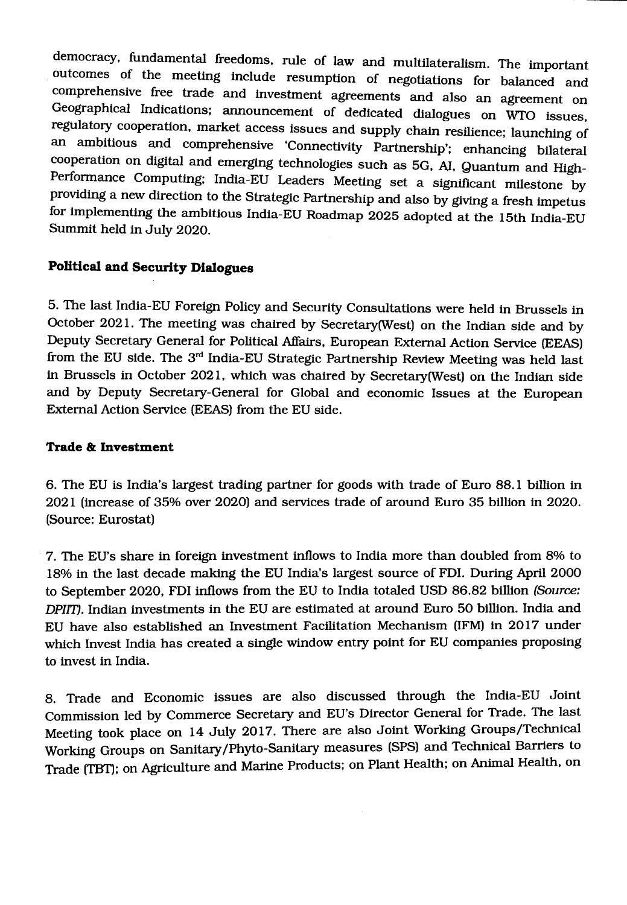democracy, fundamental freedoms, rule of law and multilateralism. The important outcomes of the meeting include resumption of negotiations for balanced and comprehensive free trade and investment agreements and also an agreement on Geographical Indications; announcement of dedicated dialogues on WTO issues, regulatory cooperation, market access issues and supply chain resilience; launching of an ambitious and comprehensive 'Connectivity Partnership'; enhancing bilateral cooperation on digital and emerging technologies such as 5G, AI, Quantum and High-Performance Computing; India-EU Leaders Meeting set a significant milestone by providing a new direction to the Strategic Partnership and also by giving a fresh impetus for implementing the ambitious India-EU Roadmap 2025 adopted at the 15th India-EU Summit held in July 2020.

**Political and Security Dialogues**

5. The last India-EU Foreign Policy and Security Consultations were held in Brussels in October 2021. The meeting was chaired by Secretary(West) on the Indian side and by Deputy Secretary General for Political Affairs, European External Action Service (EEAS) from the EU side. The 3rd India-EU Strategic Partnership Review Meeting was held last in Brussels in October 2021, which was chaired by Secretary(West) on the Indian side and by Deputy Secretary-General for Global and economic Issues at the European External Action Service (EEAS) from the EU side.

**Trade & Investment**

6. The EU is India's largest trading partner for goods with trade of Euro 88.1 billion in 2021 (increase of 35% over 2020) and services trade of around Euro 35 billion in 2020. (Source: Eurostat)

7. The EU's share in foreign investment inflows to India more than doubled from 8% to 18% in the last decade making the EU India's largest source of FDI. During April 2000 to September 2020, FDI inflows from the EU to India totaled USD 86.82 billion *(Source: DPIIT)*. Indian investments in the EU are estimated at around Euro 50 billion. India and EU have also established an Investment Facilitation Mechanism (IFM) in 2017 under which Invest India has created a single window entry point for EU companies proposing to invest in India.

8. Trade and Economic issues are also discussed through the India-EU Joint Commission led by Commerce Secretary and EU's Director General for Trade. The last Meeting took place on 14 July 2017. There are also Joint Working Groups/Technical Working Groups on Sanitary/Phyto-Sanitary measures (SPS) and Technical Barriers to Trade (TBT); on Agriculture and Marine Products; on Plant Health; on Animal Health, on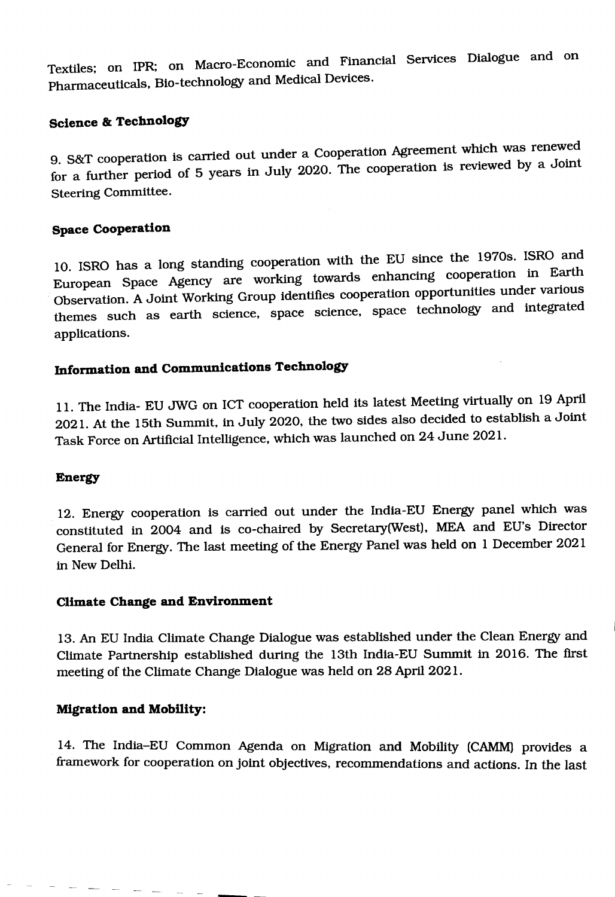Textiles; on IPR; on Macro-Economic and Financial Services Dialogue and on Pharmaceuticals, Bio-technology and Medical Devices.

**Science & Technology**

9. S&T cooperation is carried out under a Cooperation Agreement which was renewed for a further period of 5 years in July 2020. The cooperation is reviewed by a Joint Steering Committee.

**Space Cooperation**

10. ISRO has a long standing cooperation with the EU since the 1970s. ISRO and European Space Agency are working towards enhancing cooperation in Earth Observation. A Joint Working Group identifies cooperation opportunities under various themes such as earth science, space science, space technology and integrated applications.

**Information and Communications Technology**

11. The India- EU JWG on ICT cooperation held its latest Meeting virtually on 19 April 2021. At the 15th Summit, in July 2020, the two sides also decided to establish a Joint Task Force on Artificial Intelligence, which was launched on 24 June 2021.

**Energy**

12. Energy cooperation is carried out under the India-EU Energy panel which was constituted in 2004 and is co-chaired by Secretary(West), MEA and EU's Director General for Energy. The last meeting of the Energy Panel was held on 1 December 2021 in New Delhi.

**Climate Change and Environment**

13. An EU India Climate Change Dialogue was established under the Clean Energy and Climate Partnership established during the 13th India-EU Summit in 2016. The first meeting of the Climate Change Dialogue was held on 28 April 2021.

**Migration and Mobility:**

14. The India–EU Common Agenda on Migration and Mobility (CAMM) provides a framework for cooperation on joint objectives, recommendations and actions. In the last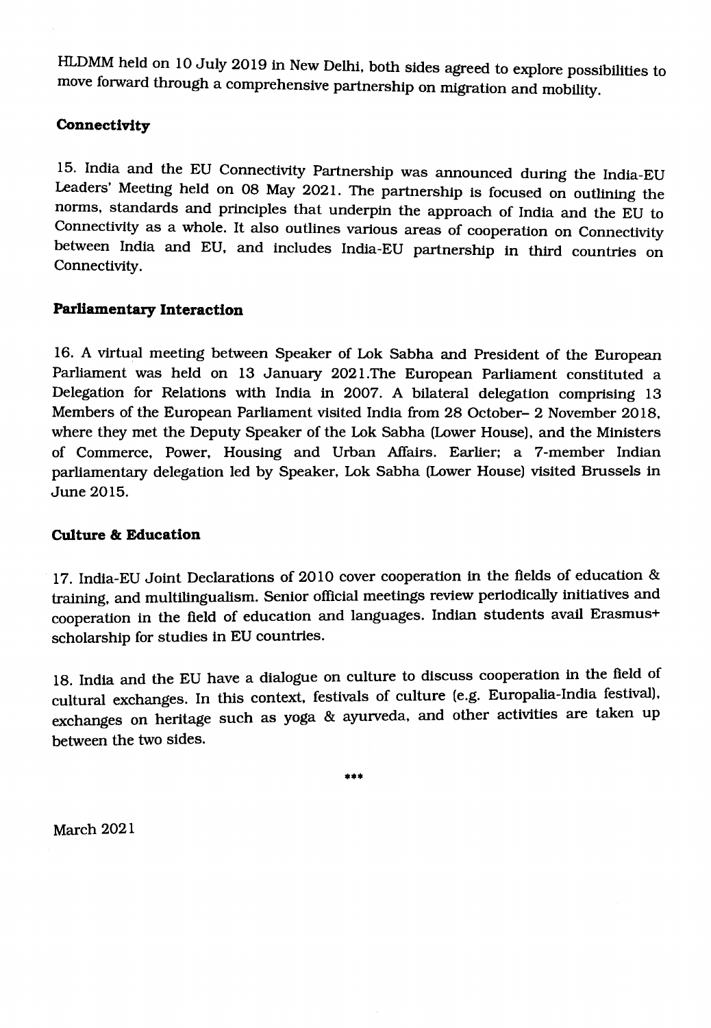HLDMM held on 10 July 2019 in New Delhi, both sides agreed to explore possibilities to move forward through a comprehensive partnership on migration and mobility.

**Connectivity**

15. India and the EU Connectivity Partnership was announced during the India-EU Leaders' Meeting held on 08 May 2021. The partnership is focused on outlining the norms, standards and principles that underpin the approach of India and the EU to Connectivity as a whole. It also outlines various areas of cooperation on Connectivity between India and EU, and includes India-EU partnership in third countries on Connectivity.

**Parliamentary Interaction**

16. A virtual meeting between Speaker of Lok Sabha and President of the European Parliament was held on 13 January 2021.The European Parliament constituted a Delegation for Relations with India in 2007. A bilateral delegation comprising 13 Members of the European Parliament visited India from 28 October– 2 November 2018, where they met the Deputy Speaker of the Lok Sabha (Lower House), and the Ministers of Commerce, Power, Housing and Urban Affairs. Earlier; a 7-member Indian parliamentary delegation led by Speaker, Lok Sabha (Lower House) visited Brussels in June 2015.

**Culture & Education**

17. India-EU Joint Declarations of 2010 cover cooperation in the fields of education & training, and multilingualism. Senior official meetings review periodically initiatives and cooperation in the field of education and languages. Indian students avail Erasmus+ scholarship for studies in EU countries.

18. India and the EU have a dialogue on culture to discuss cooperation in the field of cultural exchanges. In this context, festivals of culture (e.g. Europalia-India festival), exchanges on heritage such as yoga & ayurveda, and other activities are taken up between the two sides.

***

March 2021